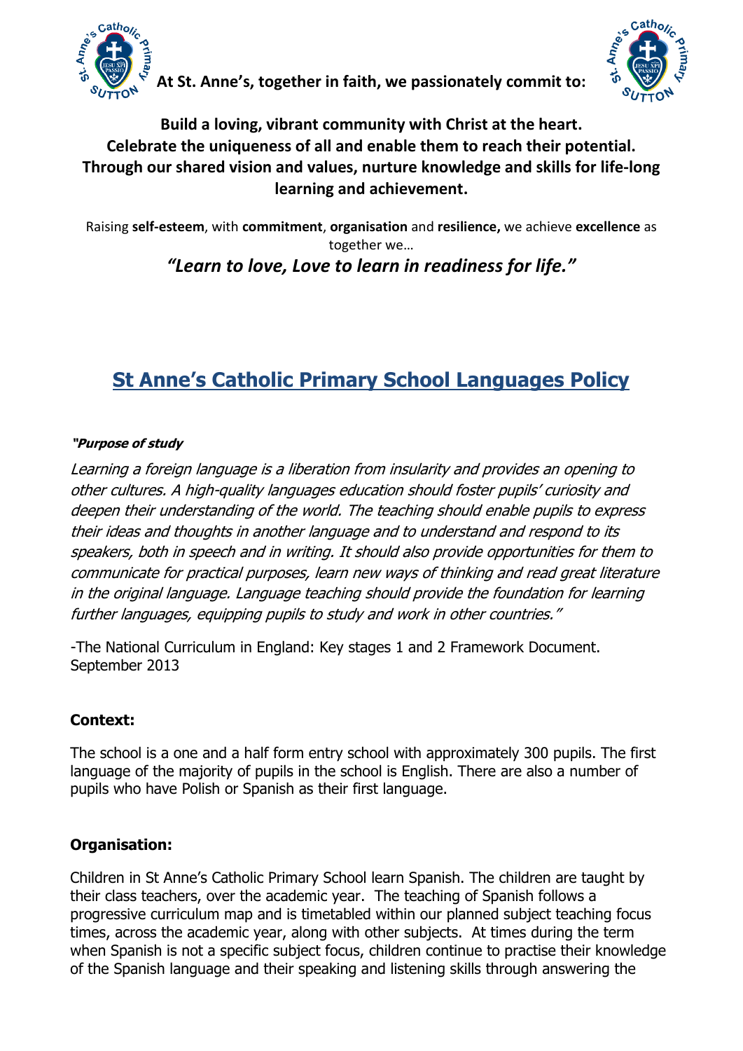**At St. Anne's, together in faith, we passionately commit to:**

**Build a loving, vibrant community with Christ at the heart.**
**Celebrate the uniqueness of all and enable them to reach their potential.**
**Through our shared vision and values, nurture knowledge and skills for life-long learning and achievement.**

Raising **self-esteem**, with **commitment**, **organisation** and **resilience,** we achieve **excellence** as together we…

***"Learn to love, Love to learn in readiness for life."***

# St Anne's Catholic Primary School Languages Policy

***"Purpose of study***

*Learning a foreign language is a liberation from insularity and provides an opening to other cultures. A high-quality languages education should foster pupils' curiosity and deepen their understanding of the world. The teaching should enable pupils to express their ideas and thoughts in another language and to understand and respond to its speakers, both in speech and in writing. It should also provide opportunities for them to communicate for practical purposes, learn new ways of thinking and read great literature in the original language. Language teaching should provide the foundation for learning further languages, equipping pupils to study and work in other countries."*

-The National Curriculum in England: Key stages 1 and 2 Framework Document. September 2013

## Context:

The school is a one and a half form entry school with approximately 300 pupils. The first language of the majority of pupils in the school is English. There are also a number of pupils who have Polish or Spanish as their first language.

## Organisation:

Children in St Anne's Catholic Primary School learn Spanish. The children are taught by their class teachers, over the academic year. The teaching of Spanish follows a progressive curriculum map and is timetabled within our planned subject teaching focus times, across the academic year, along with other subjects. At times during the term when Spanish is not a specific subject focus, children continue to practise their knowledge of the Spanish language and their speaking and listening skills through answering the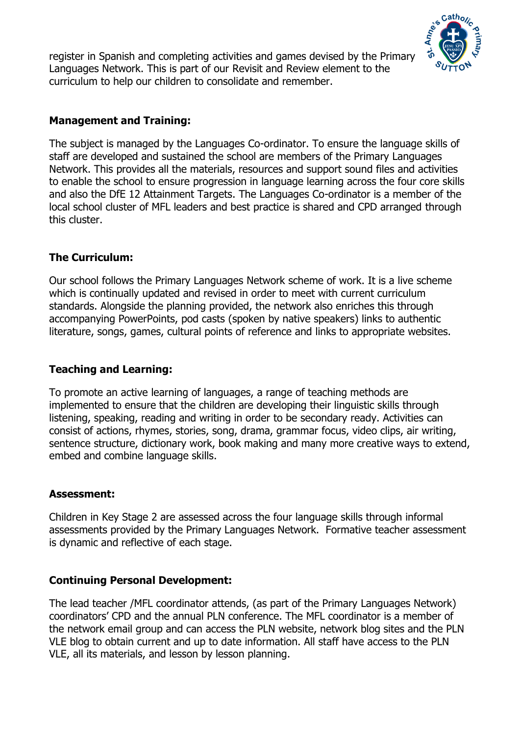register in Spanish and completing activities and games devised by the Primary Languages Network. This is part of our Revisit and Review element to the curriculum to help our children to consolidate and remember.

**Management and Training:**

The subject is managed by the Languages Co-ordinator. To ensure the language skills of staff are developed and sustained the school are members of the Primary Languages Network. This provides all the materials, resources and support sound files and activities to enable the school to ensure progression in language learning across the four core skills and also the DfE 12 Attainment Targets. The Languages Co-ordinator is a member of the local school cluster of MFL leaders and best practice is shared and CPD arranged through this cluster.

**The Curriculum:**

Our school follows the Primary Languages Network scheme of work. It is a live scheme which is continually updated and revised in order to meet with current curriculum standards. Alongside the planning provided, the network also enriches this through accompanying PowerPoints, pod casts (spoken by native speakers) links to authentic literature, songs, games, cultural points of reference and links to appropriate websites.

**Teaching and Learning:**

To promote an active learning of languages, a range of teaching methods are implemented to ensure that the children are developing their linguistic skills through listening, speaking, reading and writing in order to be secondary ready. Activities can consist of actions, rhymes, stories, song, drama, grammar focus, video clips, air writing, sentence structure, dictionary work, book making and many more creative ways to extend, embed and combine language skills.

**Assessment:**

Children in Key Stage 2 are assessed across the four language skills through informal assessments provided by the Primary Languages Network. Formative teacher assessment is dynamic and reflective of each stage.

**Continuing Personal Development:**

The lead teacher /MFL coordinator attends, (as part of the Primary Languages Network) coordinators' CPD and the annual PLN conference. The MFL coordinator is a member of the network email group and can access the PLN website, network blog sites and the PLN VLE blog to obtain current and up to date information. All staff have access to the PLN VLE, all its materials, and lesson by lesson planning.